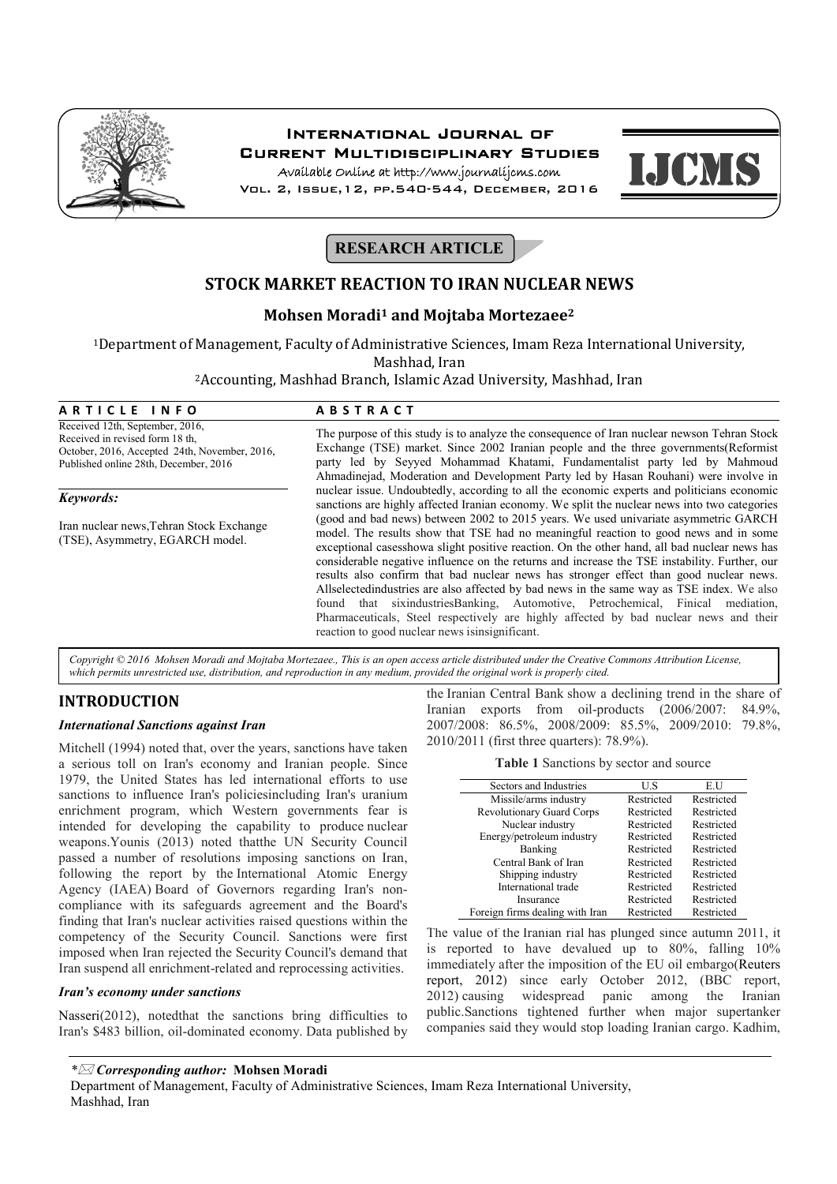## RESEARCH ARTICLE

# STOCK MARKET REACTION TO IRAN NUCLEAR NEWS

**Mohsen Moradi[1] and Mojtaba Mortezaee[2]**

[1]Department of Management, Faculty of Administrative Sciences, Imam Reza International University, Mashhad, Iran

[2]Accounting, Mashhad Branch, Islamic Azad University, Mashhad, Iran

**ARTICLE INFO**

Received 12th, September, 2016, Received in revised form 18 th, October, 2016, Accepted 24th, November, 2016, Published online 28th, December, 2016

***Keywords:***

Iran nuclear news,Tehran Stock Exchange (TSE), Asymmetry, EGARCH model.

**ABSTRACT**

The purpose of this study is to analyze the consequence of Iran nuclear newson Tehran Stock Exchange (TSE) market. Since 2002 Iranian people and the three governments(Reformist party led by Seyyed Mohammad Khatami, Fundamentalist party led by Mahmoud Ahmadinejad, Moderation and Development Party led by Hasan Rouhani) were involve in nuclear issue. Undoubtedly, according to all the economic experts and politicians economic sanctions are highly affected Iranian economy. We split the nuclear news into two categories (good and bad news) between 2002 to 2015 years. We used univariate asymmetric GARCH model. The results show that TSE had no meaningful reaction to good news and in some exceptional casesshows slight positive reaction. On the other hand, all bad nuclear news has considerable negative influence on the returns and increase the TSE instability. Further, our results also confirm that bad nuclear news has stronger effect than good nuclear news. Allselectedindustries are also affected by bad news in the same way as TSE index. We also found that sixindustriesBanking, Automotive, Petrochemical, Finical mediation, Pharmaceuticals, Steel respectively are highly affected by bad nuclear news and their reaction to good nuclear news isinsignificant.

*Copyright © 2016 Mohsen Moradi and Mojtaba Mortezaee., This is an open access article distributed under the Creative Commons Attribution License, which permits unrestricted use, distribution, and reproduction in any medium, provided the original work is properly cited.*

## INTRODUCTION

### *International Sanctions against Iran*

Mitchell (1994) noted that, over the years, sanctions have taken a serious toll on Iran's economy and Iranian people. Since 1979, the United States has led international efforts to use sanctions to influence Iran's policiesincluding Iran's uranium enrichment program, which Western governments fear is intended for developing the capability to produce nuclear weapons.Younis (2013) noted thatthe UN Security Council passed a number of resolutions imposing sanctions on Iran, following the report by the International Atomic Energy Agency (IAEA) Board of Governors regarding Iran's non-compliance with its safeguards agreement and the Board's finding that Iran's nuclear activities raised questions within the competency of the Security Council. Sanctions were first imposed when Iran rejected the Security Council's demand that Iran suspend all enrichment-related and reprocessing activities.

### *Iran's economy under sanctions*

Nasseri(2012), notedthat the sanctions bring difficulties to Iran's $483 billion, oil-dominated economy. Data published by the Iranian Central Bank show a declining trend in the share of Iranian exports from oil-products (2006/2007: 84.9%, 2007/2008: 86.5%, 2008/2009: 85.5%, 2009/2010: 79.8%, 2010/2011 (first three quarters): 78.9%).

**Table 1** Sanctions by sector and source

| Sectors and Industries | U.S | E.U |
|---|---|---|
| Missile/arms industry | Restricted | Restricted |
| Revolutionary Guard Corps | Restricted | Restricted |
| Nuclear industry | Restricted | Restricted |
| Energy/petroleum industry | Restricted | Restricted |
| Banking | Restricted | Restricted |
| Central Bank of Iran | Restricted | Restricted |
| Shipping industry | Restricted | Restricted |
| International trade | Restricted | Restricted |
| Insurance | Restricted | Restricted |
| Foreign firms dealing with Iran | Restricted | Restricted |

The value of the Iranian rial has plunged since autumn 2011, it is reported to have devalued up to 80%, falling 10% immediately after the imposition of the EU oil embargo(Reuters report, 2012) since early October 2012, (BBC report, 2012) causing widespread panic among the Iranian public.Sanctions tightened further when major supertanker companies said they would stop loading Iranian cargo. Kadhim,

*\*Corresponding author:* **Mohsen Moradi**
Department of Management, Faculty of Administrative Sciences, Imam Reza International University, Mashhad, Iran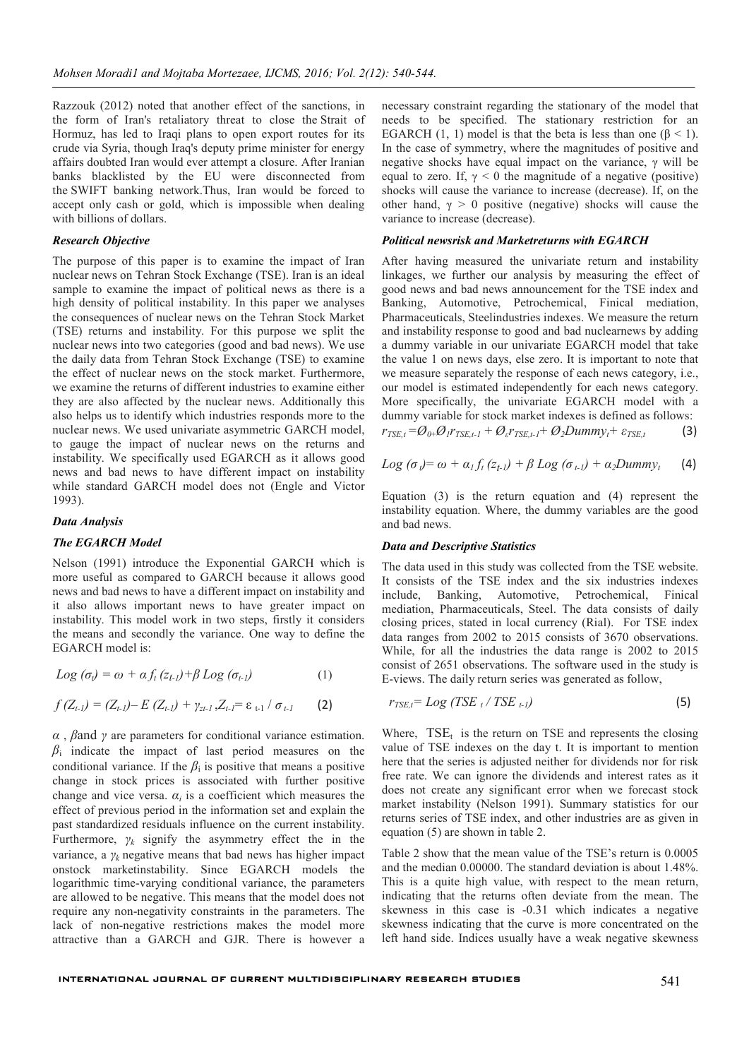Razzouk (2012) noted that another effect of the sanctions, in the form of Iran's retaliatory threat to close the Strait of Hormuz, has led to Iraqi plans to open export routes for its crude via Syria, though Iraq's deputy prime minister for energy affairs doubted Iran would ever attempt a closure. After Iranian banks blacklisted by the EU were disconnected from the SWIFT banking network.Thus, Iran would be forced to accept only cash or gold, which is impossible when dealing with billions of dollars.

### *Research Objective*

The purpose of this paper is to examine the impact of Iran nuclear news on Tehran Stock Exchange (TSE). Iran is an ideal sample to examine the impact of political news as there is a high density of political instability. In this paper we analyses the consequences of nuclear news on the Tehran Stock Market (TSE) returns and instability. For this purpose we split the nuclear news into two categories (good and bad news). We use the daily data from Tehran Stock Exchange (TSE) to examine the effect of nuclear news on the stock market. Furthermore, we examine the returns of different industries to examine either they are also affected by the nuclear news. Additionally this also helps us to identify which industries responds more to the nuclear news. We used univariate asymmetric GARCH model, to gauge the impact of nuclear news on the returns and instability. We specifically used EGARCH as it allows good news and bad news to have different impact on instability while standard GARCH model does not (Engle and Victor 1993).

### *Data Analysis*

### *The EGARCH Model*

Nelson (1991) introduce the Exponential GARCH which is more useful as compared to GARCH because it allows good news and bad news to have a different impact on instability and it also allows important news to have greater impact on instability. This model work in two steps, firstly it considers the means and secondly the variance. One way to define the EGARCH model is:

$$Log(\sigma_t) = \omega + \alpha f_t(z_{t-1}) + \beta Log(\sigma_{t-1}) \quad (1)$$

$$f(Z_{t-1}) = (Z_{t-1}) - E(Z_{t-1}) + \gamma_{zt-1}, Z_{t-1} = \varepsilon_{t-1} / \sigma_{t-1} \quad (2)$$

$\alpha$ , $\beta$and $\gamma$ are parameters for conditional variance estimation. $\beta_i$ indicate the impact of last period measures on the conditional variance. If the $\beta_i$ is positive that means a positive change in stock prices is associated with further positive change and vice versa. $\alpha_i$ is a coefficient which measures the effect of previous period in the information set and explain the past standardized residuals influence on the current instability. Furthermore, $\gamma_k$ signify the asymmetry effect the in the variance, a $\gamma_k$ negative means that bad news has higher impact onstock marketinstability. Since EGARCH models the logarithmic time-varying conditional variance, the parameters are allowed to be negative. This means that the model does not require any non-negativity constraints in the parameters. The lack of non-negative restrictions makes the model more attractive than a GARCH and GJR. There is however a necessary constraint regarding the stationary of the model that needs to be specified. The stationary restriction for an EGARCH (1, 1) model is that the beta is less than one ($\beta < 1$). In the case of symmetry, where the magnitudes of positive and negative shocks have equal impact on the variance, $\gamma$ will be equal to zero. If, $\gamma < 0$ the magnitude of a negative (positive) shocks will cause the variance to increase (decrease). If, on the other hand, $\gamma > 0$ positive (negative) shocks will cause the variance to increase (decrease).

### *Political newsrisk and Marketreturns with EGARCH*

After having measured the univariate return and instability linkages, we further our analysis by measuring the effect of good news and bad news announcement for the TSE index and Banking, Automotive, Petrochemical, Finical mediation, Pharmaceuticals, Steelindustries indexes. We measure the return and instability response to good and bad nuclearnews by adding a dummy variable in our univariate EGARCH model that take the value 1 on news days, else zero. It is important to note that we measure separately the response of each news category, i.e., our model is estimated independently for each news category. More specifically, the univariate EGARCH model with a dummy variable for stock market indexes is defined as follows:

$$r_{TSE,t} = \emptyset_0 + \emptyset_1 r_{TSE,t-1} + \emptyset_\varepsilon r_{TSE,t-1} + \emptyset_2 Dummy_t + \varepsilon_{TSE,t} \quad (3)$$

$$Log(\sigma_t) = \omega + \alpha_1 f_t(z_{t-1}) + \beta Log(\sigma_{t-1}) + \alpha_2 Dummy_t \quad (4)$$

Equation (3) is the return equation and (4) represent the instability equation. Where, the dummy variables are the good and bad news.

### *Data and Descriptive Statistics*

The data used in this study was collected from the TSE website. It consists of the TSE index and the six industries indexes include, Banking, Automotive, Petrochemical, Finical mediation, Pharmaceuticals, Steel. The data consists of daily closing prices, stated in local currency (Rial). For TSE index data ranges from 2002 to 2015 consists of 3670 observations. While, for all the industries the data range is 2002 to 2015 consist of 2651 observations. The software used in the study is E-views. The daily return series was generated as follow,

$$r_{TSE,t} = Log(TSE_t / TSE_{t-1}) \quad (5)$$

Where, $TSE_t$ is the return on TSE and represents the closing value of TSE indexes on the day t. It is important to mention here that the series is adjusted neither for dividends nor for risk free rate. We can ignore the dividends and interest rates as it does not create any significant error when we forecast stock market instability (Nelson 1991). Summary statistics for our returns series of TSE index, and other industries are as given in equation (5) are shown in table 2.

Table 2 show that the mean value of the TSE's return is 0.0005 and the median 0.00000. The standard deviation is about 1.48%. This is a quite high value, with respect to the mean return, indicating that the returns often deviate from the mean. The skewness in this case is -0.31 which indicates a negative skewness indicating that the curve is more concentrated on the left hand side. Indices usually have a weak negative skewness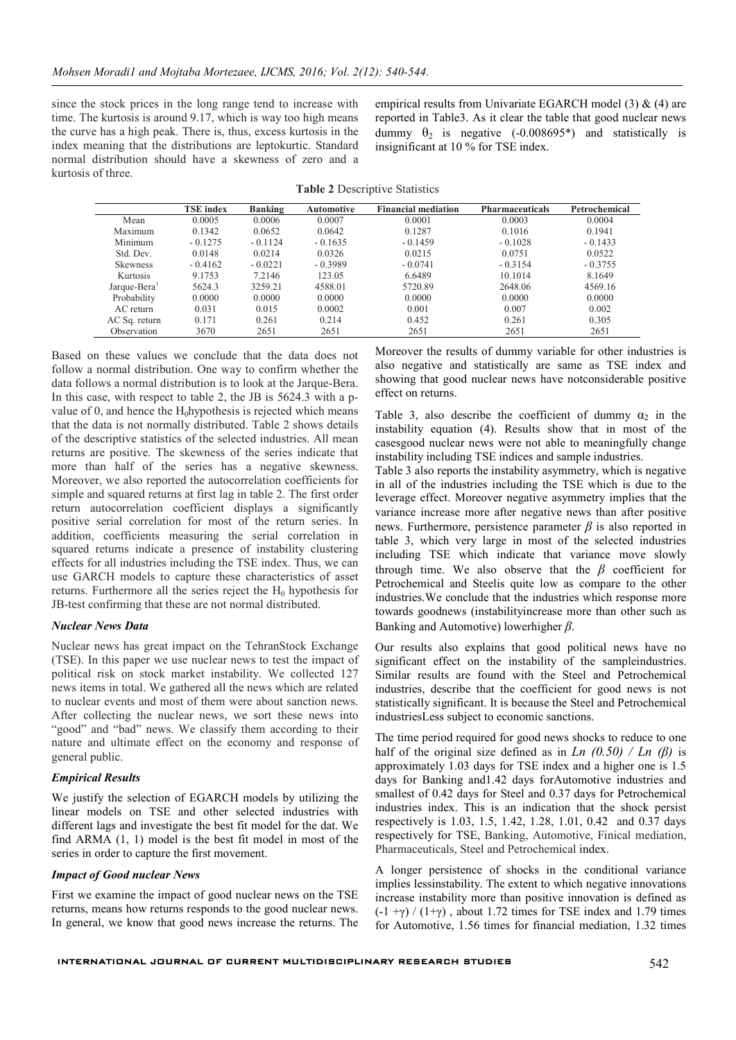since the stock prices in the long range tend to increase with time. The kurtosis is around 9.17, which is way too high means the curve has a high peak. There is, thus, excess kurtosis in the index meaning that the distributions are leptokurtic. Standard normal distribution should have a skewness of zero and a kurtosis of three.

**Table 2** Descriptive Statistics

| | TSE index | Banking | Automotive | Financial mediation | Pharmaceuticals | Petrochemical |
|---|---|---|---|---|---|---|
| Mean | 0.0005 | 0.0006 | 0.0007 | 0.0001 | 0.0003 | 0.0004 |
| Maximum | 0.1342 | 0.0652 | 0.0642 | 0.1287 | 0.1016 | 0.1941 |
| Minimum | - 0.1275 | - 0.1124 | - 0.1635 | - 0.1459 | - 0.1028 | - 0.1433 |
| Std. Dev. | 0.0148 | 0.0214 | 0.0326 | 0.0215 | 0.0751 | 0.0522 |
| Skewness | - 0.4162 | - 0.0221 | - 0.3989 | - 0.0741 | - 0.3154 | - 0.3755 |
| Kurtosis | 9.1753 | 7.2146 | 123.05 | 6.6489 | 10.1014 | 8.1649 |
| Jarque-Bera[1] | 5624.3 | 3259.21 | 4588.01 | 5720.89 | 2648.06 | 4569.16 |
| Probability | 0.0000 | 0.0000 | 0.0000 | 0.0000 | 0.0000 | 0.0000 |
| AC return | 0.031 | 0.015 | 0.0002 | 0.001 | 0.007 | 0.002 |
| AC Sq. return | 0.171 | 0.261 | 0.214 | 0.452 | 0.261 | 0.305 |
| Observation | 3670 | 2651 | 2651 | 2651 | 2651 | 2651 |

Based on these values we conclude that the data does not follow a normal distribution. One way to confirm whether the data follows a normal distribution is to look at the Jarque-Bera. In this case, with respect to table 2, the JB is 5624.3 with a p-value of 0, and hence the $H_0$hypothesis is rejected which means that the data is not normally distributed. Table 2 shows details of the descriptive statistics of the selected industries. All mean returns are positive. The skewness of the series indicate that more than half of the series has a negative skewness. Moreover, we also reported the autocorrelation coefficients for simple and squared returns at first lag in table 2. The first order return autocorrelation coefficient displays a significantly positive serial correlation for most of the return series. In addition, coefficients measuring the serial correlation in squared returns indicate a presence of instability clustering effects for all industries including the TSE index. Thus, we can use GARCH models to capture these characteristics of asset returns. Furthermore all the series reject the $H_0$ hypothesis for JB-test confirming that these are not normal distributed.

### *Nuclear News Data*

Nuclear news has great impact on the TehranStock Exchange (TSE). In this paper we use nuclear news to test the impact of political risk on stock market instability. We collected 127 news items in total. We gathered all the news which are related to nuclear events and most of them were about sanction news. After collecting the nuclear news, we sort these news into "good" and "bad" news. We classify them according to their nature and ultimate effect on the economy and response of general public.

### *Empirical Results*

We justify the selection of EGARCH models by utilizing the linear models on TSE and other selected industries with different lags and investigate the best fit model for the dat. We find ARMA (1, 1) model is the best fit model in most of the series in order to capture the first movement.

### *Impact of Good nuclear News*

First we examine the impact of good nuclear news on the TSE returns, means how returns responds to the good nuclear news. In general, we know that good news increase the returns. The empirical results from Univariate EGARCH model (3) & (4) are reported in Table3. As it clear the table that good nuclear news dummy $\theta_2$ is negative (-0.008695*) and statistically is insignificant at 10 % for TSE index.

Moreover the results of dummy variable for other industries is also negative and statistically are same as TSE index and showing that good nuclear news have notconsiderable positive effect on returns.

Table 3, also describe the coefficient of dummy $\alpha_2$ in the instability equation (4). Results show that in most of the casesgood nuclear news were not able to meaningfully change instability including TSE indices and sample industries.

Table 3 also reports the instability asymmetry, which is negative in all of the industries including the TSE which is due to the leverage effect. Moreover negative asymmetry implies that the variance increase more after negative news than after positive news. Furthermore, persistence parameter $\beta$ is also reported in table 3, which very large in most of the selected industries including TSE which indicate that variance move slowly through time. We also observe that the $\beta$ coefficient for Petrochemical and Steelis quite low as compare to the other industries.We conclude that the industries which response more towards goodnews (instabilityincrease more than other such as Banking and Automotive) lowerhigher $\beta$.

Our results also explains that good political news have no significant effect on the instability of the sampleindustries. Similar results are found with the Steel and Petrochemical industries, describe that the coefficient for good news is not statistically significant. It is because the Steel and Petrochemical industriesLess subject to economic sanctions.

The time period required for good news shocks to reduce to one half of the original size defined as in $Ln\ (0.50)\ /\ Ln\ (\beta)$ is approximately 1.03 days for TSE index and a higher one is 1.5 days for Banking and1.42 days forAutomotive industries and smallest of 0.42 days for Steel and 0.37 days for Petrochemical industries index. This is an indication that the shock persist respectively is 1.03, 1.5, 1.42, 1.28, 1.01, 0.42 and 0.37 days respectively for TSE, Banking, Automotive, Finical mediation, Pharmaceuticals, Steel and Petrochemical index.

A longer persistence of shocks in the conditional variance implies lessinstability. The extent to which negative innovations increase instability more than positive innovation is defined as $(-1 + \gamma) / (1 + \gamma)$ , about 1.72 times for TSE index and 1.79 times for Automotive, 1.56 times for financial mediation, 1.32 times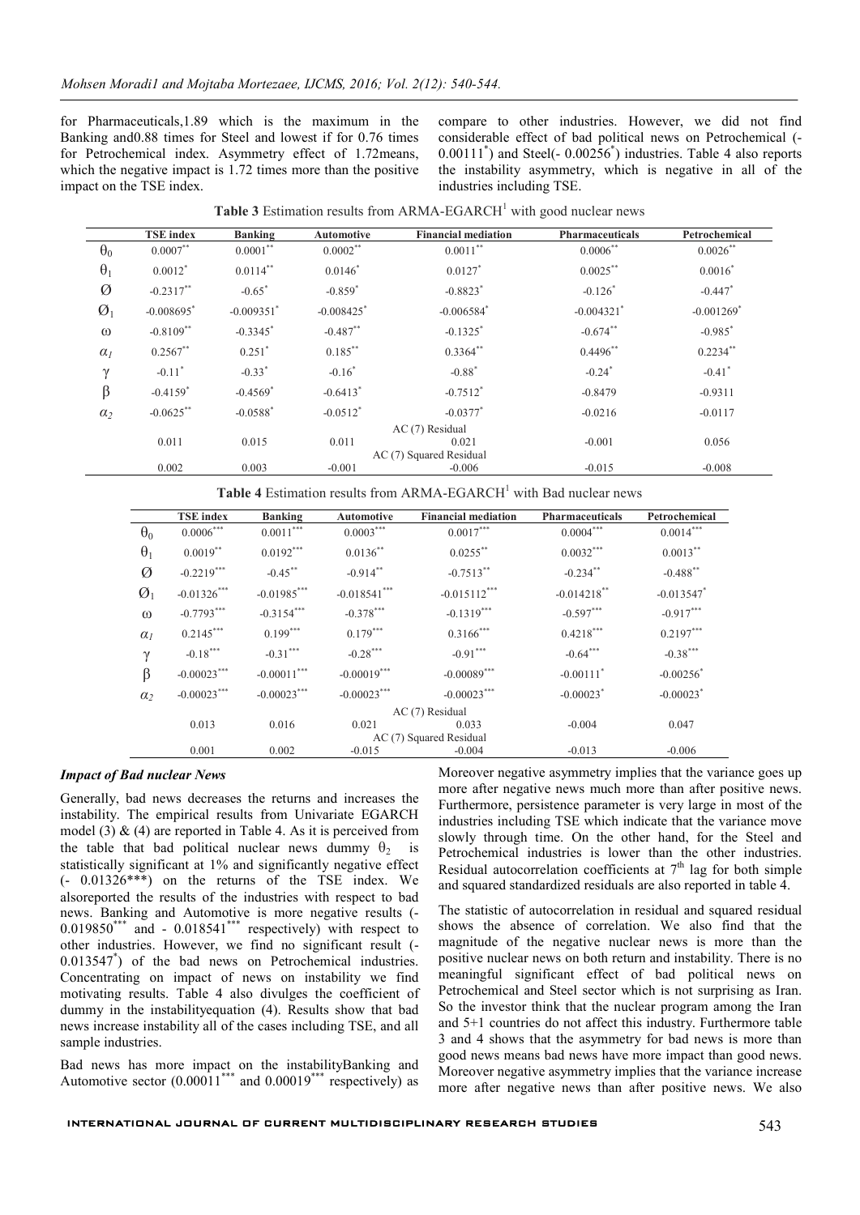for Pharmaceuticals,1.89 which is the maximum in the Banking and0.88 times for Steel and lowest if for 0.76 times for Petrochemical index. Asymmetry effect of 1.72means, which the negative impact is 1.72 times more than the positive impact on the TSE index.

compare to other industries. However, we did not find considerable effect of bad political news on Petrochemical (-0.00111*) and Steel(- 0.00256*) industries. Table 4 also reports the instability asymmetry, which is negative in all of the industries including TSE.

**Table 3** Estimation results from ARMA-EGARCH[1] with good nuclear news

| | TSE index | Banking | Automotive | Financial mediation | Pharmaceuticals | Petrochemical |
|---|---|---|---|---|---|---|
| $\theta_0$ | 0.0007** | 0.0001** | 0.0002** | 0.0011** | 0.0006** | 0.0026** |
| $\theta_1$ | 0.0012* | 0.0114** | 0.0146* | 0.0127* | 0.0025** | 0.0016* |
| $Ø$ | -0.2317** | -0.65* | -0.859* | -0.8823* | -0.126* | -0.447* |
| $Ø_1$ | -0.008695* | -0.009351* | -0.008425* | -0.006584* | -0.004321* | -0.001269* |
| $\omega$ | -0.8109** | -0.3345* | -0.487** | -0.1325* | -0.674** | -0.985* |
| $\alpha_1$ | 0.2567** | 0.251* | 0.185** | 0.3364** | 0.4496** | 0.2234** |
| $\gamma$ | -0.11* | -0.33* | -0.16* | -0.88* | -0.24* | -0.41* |
| $\beta$ | -0.4159* | -0.4569* | -0.6413* | -0.7512* | -0.8479 | -0.9311 |
| $\alpha_2$ | -0.0625** | -0.0588* | -0.0512* | -0.0377* | -0.0216 | -0.0117 |
| | | | | AC (7) Residual | | |
| | 0.011 | 0.015 | 0.011 | 0.021 | -0.001 | 0.056 |
| | | | | AC (7) Squared Residual | | |
| | 0.002 | 0.003 | -0.001 | -0.006 | -0.015 | -0.008 |

**Table 4** Estimation results from ARMA-EGARCH[1] with Bad nuclear news

| | TSE index | Banking | Automotive | Financial mediation | Pharmaceuticals | Petrochemical |
|---|---|---|---|---|---|---|
| $\theta_0$ | 0.0006*** | 0.0011*** | 0.0003*** | 0.0017*** | 0.0004*** | 0.0014*** |
| $\theta_1$ | 0.0019** | 0.0192*** | 0.0136** | 0.0255** | 0.0032*** | 0.0013** |
| $Ø$ | -0.2219*** | -0.45** | -0.914** | -0.7513** | -0.234** | -0.488** |
| $Ø_1$ | -0.01326*** | -0.01985*** | -0.018541*** | -0.015112*** | -0.014218** | -0.013547* |
| $\omega$ | -0.7793*** | -0.3154*** | -0.378*** | -0.1319*** | -0.597*** | -0.917*** |
| $\alpha_1$ | 0.2145*** | 0.199*** | 0.179*** | 0.3166*** | 0.4218*** | 0.2197*** |
| $\gamma$ | -0.18*** | -0.31*** | -0.28*** | -0.91*** | -0.64*** | -0.38*** |
| $\beta$ | -0.00023*** | -0.00011*** | -0.00019*** | -0.00089*** | -0.00111* | -0.00256* |
| $\alpha_2$ | -0.00023*** | -0.00023*** | -0.00023*** | -0.00023*** | -0.00023* | -0.00023* |
| | | | | AC (7) Residual | | |
| | 0.013 | 0.016 | 0.021 | 0.033 | -0.004 | 0.047 |
| | | | | AC (7) Squared Residual | | |
| | 0.001 | 0.002 | -0.015 | -0.004 | -0.013 | -0.006 |

### *Impact of Bad nuclear News*

Generally, bad news decreases the returns and increases the instability. The empirical results from Univariate EGARCH model (3) & (4) are reported in Table 4. As it is perceived from the table that bad political nuclear news dummy $\theta_2$ is statistically significant at 1% and significantly negative effect (- 0.01326***) on the returns of the TSE index. We alsoreported the results of the industries with respect to bad news. Banking and Automotive is more negative results (-0.019850*** and - 0.018541*** respectively) with respect to other industries. However, we find no significant result (-0.013547*) of the bad news on Petrochemical industries. Concentrating on impact of news on instability we find motivating results. Table 4 also divulges the coefficient of dummy in the instabilityequation (4). Results show that bad news increase instability all of the cases including TSE, and all sample industries.

Bad news has more impact on the instabilityBanking and Automotive sector (0.00011*** and 0.00019*** respectively) as

Moreover negative asymmetry implies that the variance goes up more after negative news much more than after positive news. Furthermore, persistence parameter is very large in most of the industries including TSE which indicate that the variance move slowly through time. On the other hand, for the Steel and Petrochemical industries is lower than the other industries. Residual autocorrelation coefficients at 7th lag for both simple and squared standardized residuals are also reported in table 4.

The statistic of autocorrelation in residual and squared residual shows the absence of correlation. We also find that the magnitude of the negative nuclear news is more than the positive nuclear news on both return and instability. There is no meaningful significant effect of bad political news on Petrochemical and Steel sector which is not surprising as Iran. So the investor think that the nuclear program among the Iran and 5+1 countries do not affect this industry. Furthermore table 3 and 4 shows that the asymmetry for bad news is more than good news means bad news have more impact than good news. Moreover negative asymmetry implies that the variance increase more after negative news than after positive news. We also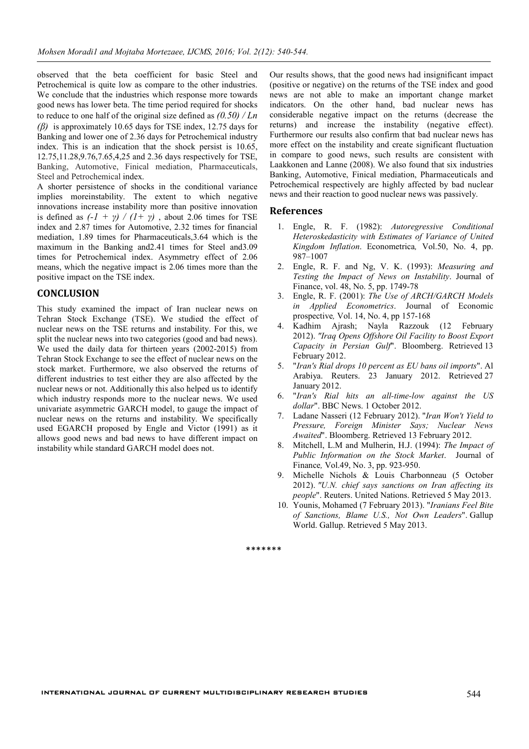observed that the beta coefficient for basic Steel and Petrochemical is quite low as compare to the other industries. We conclude that the industries which response more towards good news has lower beta. The time period required for shocks to reduce to one half of the original size defined as $(0.50) / Ln(\beta)$ is approximately 10.65 days for TSE index, 12.75 days for Banking and lower one of 2.36 days for Petrochemical industry index. This is an indication that the shock persist is 10.65, 12.75,11.28,9.76,7.65,4,25 and 2.36 days respectively for TSE, Banking, Automotive, Finical mediation, Pharmaceuticals, Steel and Petrochemical index.

A shorter persistence of shocks in the conditional variance implies moreinstability. The extent to which negative innovations increase instability more than positive innovation is defined as $(-1 + \gamma) / (1+ \gamma)$ , about 2.06 times for TSE index and 2.87 times for Automotive, 2.32 times for financial mediation, 1.89 times for Pharmaceuticals,3.64 which is the maximum in the Banking and2.41 times for Steel and3.09 times for Petrochemical index. Asymmetry effect of 2.06 means, which the negative impact is 2.06 times more than the positive impact on the TSE index.

## CONCLUSION

This study examined the impact of Iran nuclear news on Tehran Stock Exchange (TSE). We studied the effect of nuclear news on the TSE returns and instability. For this, we split the nuclear news into two categories (good and bad news). We used the daily data for thirteen years (2002-2015) from Tehran Stock Exchange to see the effect of nuclear news on the stock market. Furthermore, we also observed the returns of different industries to test either they are also affected by the nuclear news or not. Additionally this also helped us to identify which industry responds more to the nuclear news. We used univariate asymmetric GARCH model, to gauge the impact of nuclear news on the returns and instability. We specifically used EGARCH proposed by Engle and Victor (1991) as it allows good news and bad news to have different impact on instability while standard GARCH model does not.

Our results shows, that the good news had insignificant impact (positive or negative) on the returns of the TSE index and good news are not able to make an important change market indicators. On the other hand, bad nuclear news has considerable negative impact on the returns (decrease the returns) and increase the instability (negative effect). Furthermore our results also confirm that bad nuclear news has more effect on the instability and create significant fluctuation in compare to good news, such results are consistent with Laakkonen and Lanne (2008). We also found that six industries Banking, Automotive, Finical mediation, Pharmaceuticals and Petrochemical respectively are highly affected by bad nuclear news and their reaction to good nuclear news was passively.

## References

1. Engle, R. F. (1982): *Autoregressive Conditional Heteroskedasticity with Estimates of Variance of United Kingdom Inflation*. Econometrica*,* Vol.50, No. 4, pp. 987–1007
2. Engle, R. F. and Ng, V. K. (1993): *Measuring and Testing the Impact of News on Instability*. Journal of Finance, vol. 48, No. 5, pp. 1749-78
3. Engle, R. F. (2001): *The Use of ARCH/GARCH Models in Applied Econometrics*. Journal of Economic prospective*,* Vol. 14, No. 4, pp 157-168
4. Kadhim Ajrash; Nayla Razzouk (12 February 2012). *"Iraq Opens Offshore Oil Facility to Boost Export Capacity in Persian Gulf*". Bloomberg. Retrieved 13 February 2012.
5. "*Iran's Rial drops 10 percent as EU bans oil imports*". Al Arabiya. Reuters. 23 January 2012. Retrieved 27 January 2012.
6. "*Iran's Rial hits an all-time-low against the US dollar*". BBC News. 1 October 2012.
7. Ladane Nasseri (12 February 2012). "*Iran Won't Yield to Pressure, Foreign Minister Says; Nuclear News Awaited*". Bloomberg. Retrieved 13 February 2012.
8. Mitchell, L.M and Mulherin, H.J. (1994): *The Impact of Public Information on the Stock Market*. Journal of Finance*,* Vol.49, No. 3, pp. 923-950.
9. Michelle Nichols & Louis Charbonneau (5 October 2012). *"U.N. chief says sanctions on Iran affecting its people*". Reuters. United Nations. Retrieved 5 May 2013.
10. Younis, Mohamed (7 February 2013). "*Iranians Feel Bite of Sanctions, Blame U.S., Not Own Leaders*". Gallup World. Gallup. Retrieved 5 May 2013.

\*\*\*\*\*\*\*